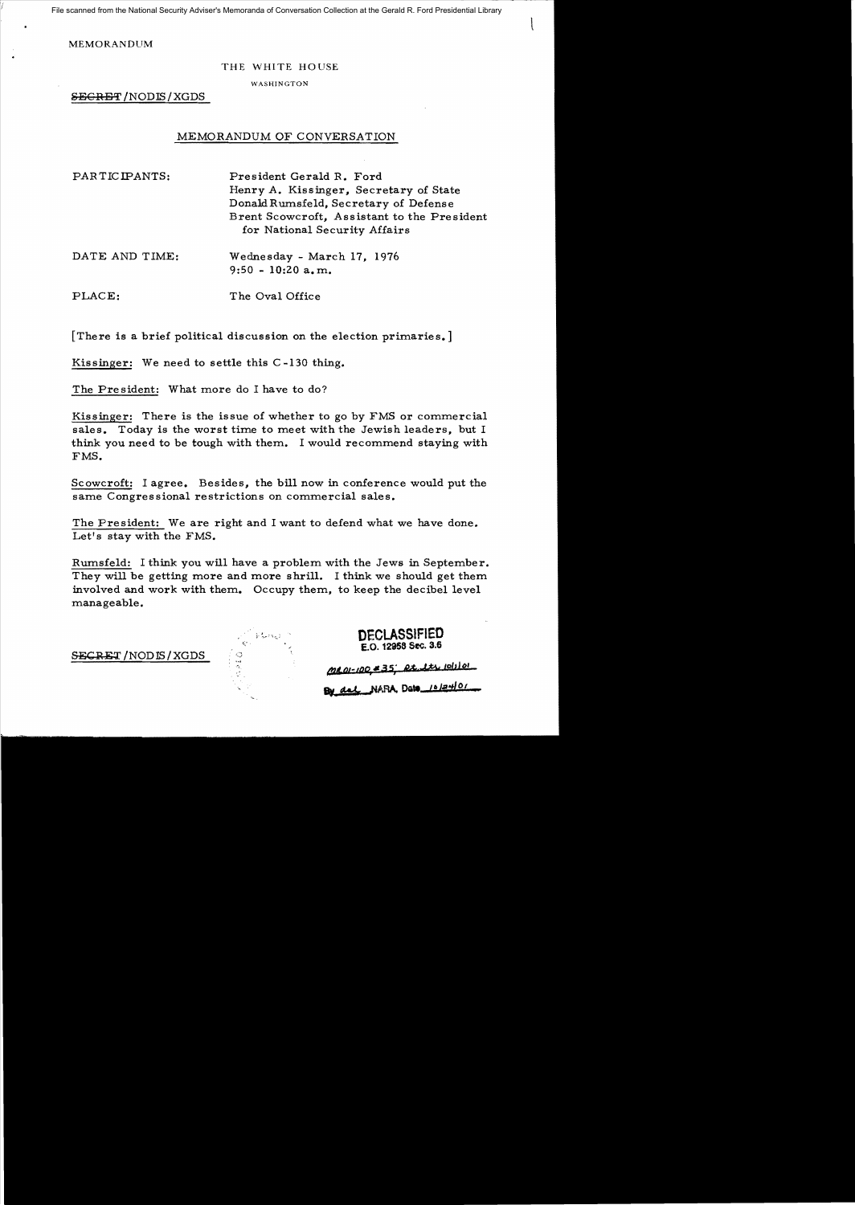File scanned from the National Security Adviser's Memoranda of Conversation Collection at the Gerald R. Ford Presidential Library

MEMORANDUM

THE WHITE HOUSE

WASHINGTON

~~SECRET~~/NODIS/XGDS

## MEMORANDUM OF CONVERSATION

PARTICIPANTS: President Gerald R. Ford
Henry A. Kissinger, Secretary of State
Donald Rumsfeld, Secretary of Defense
Brent Scowcroft, Assistant to the President for National Security Affairs

DATE AND TIME: Wednesday - March 17, 1976
9:50 - 10:20 a.m.

PLACE: The Oval Office

[There is a brief political discussion on the election primaries.]

Kissinger: We need to settle this C-130 thing.

The President: What more do I have to do?

Kissinger: There is the issue of whether to go by FMS or commercial sales. Today is the worst time to meet with the Jewish leaders, but I think you need to be tough with them. I would recommend staying with FMS.

Scowcroft: I agree. Besides, the bill now in conference would put the same Congressional restrictions on commercial sales.

The President: We are right and I want to defend what we have done. Let's stay with the FMS.

Rumsfeld: I think you will have a problem with the Jews in September. They will be getting more and more shrill. I think we should get them involved and work with them. Occupy them, to keep the decibel level manageable.

~~SECRET~~/NODIS/XGDS

DECLASSIFIED
E.O. 12958 Sec. 3.6
MR 01-100, #35; St. ltr. 10/1/01
By dal NARA, Date 10/24/01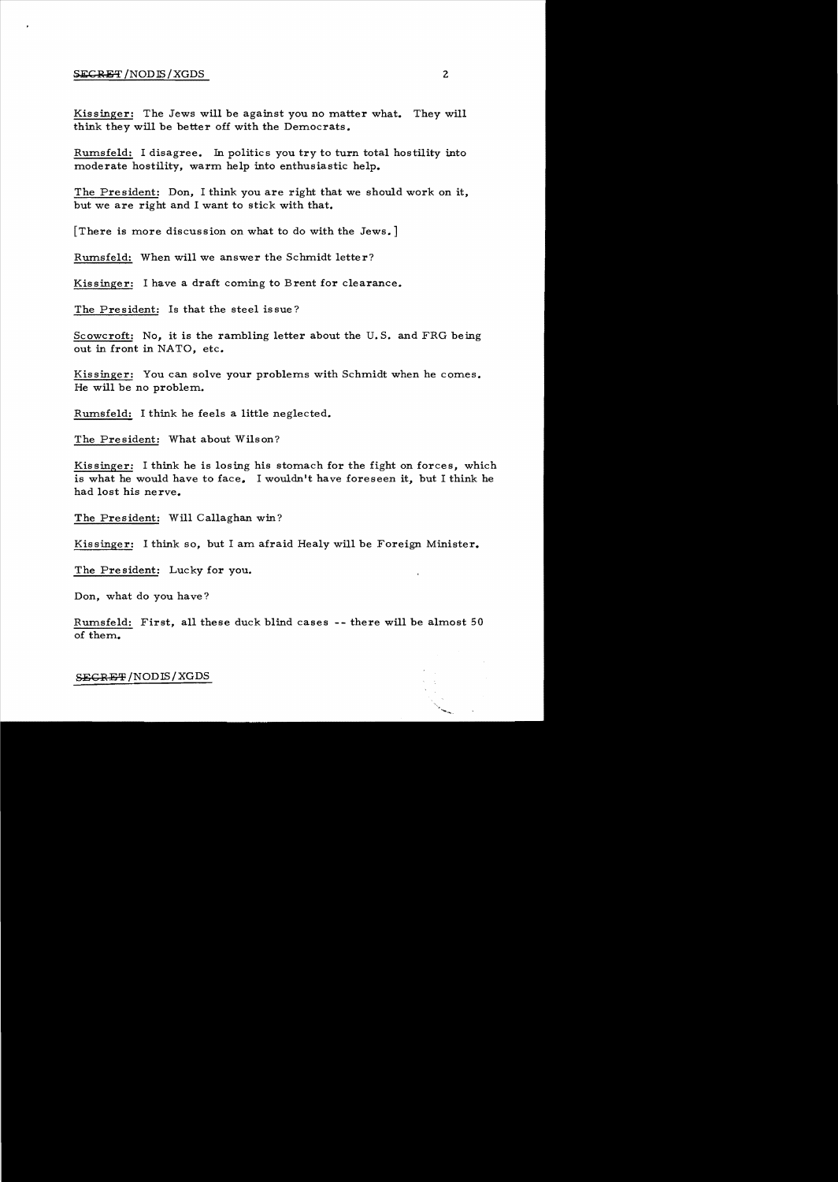Kissinger: The Jews will be against you no matter what. They will think they will be better off with the Democrats.

Rumsfeld: I disagree. In politics you try to turn total hostility into moderate hostility, warm help into enthusiastic help.

The President: Don, I think you are right that we should work on it, but we are right and I want to stick with that.

[There is more discussion on what to do with the Jews.]

Rumsfeld: When will we answer the Schmidt letter?

Kissinger: I have a draft coming to Brent for clearance.

The President: Is that the steel issue?

Scowcroft: No, it is the rambling letter about the U.S. and FRG being out in front in NATO, etc.

Kissinger: You can solve your problems with Schmidt when he comes. He will be no problem.

Rumsfeld: I think he feels a little neglected.

The President: What about Wilson?

Kissinger: I think he is losing his stomach for the fight on forces, which is what he would have to face. I wouldn't have foreseen it, but I think he had lost his nerve.

The President: Will Callaghan win?

Kissinger: I think so, but I am afraid Healy will be Foreign Minister.

The President: Lucky for you.

Don, what do you have?

Rumsfeld: First, all these duck blind cases -- there will be almost 50 of them.

SECRET/NODIS/XGDS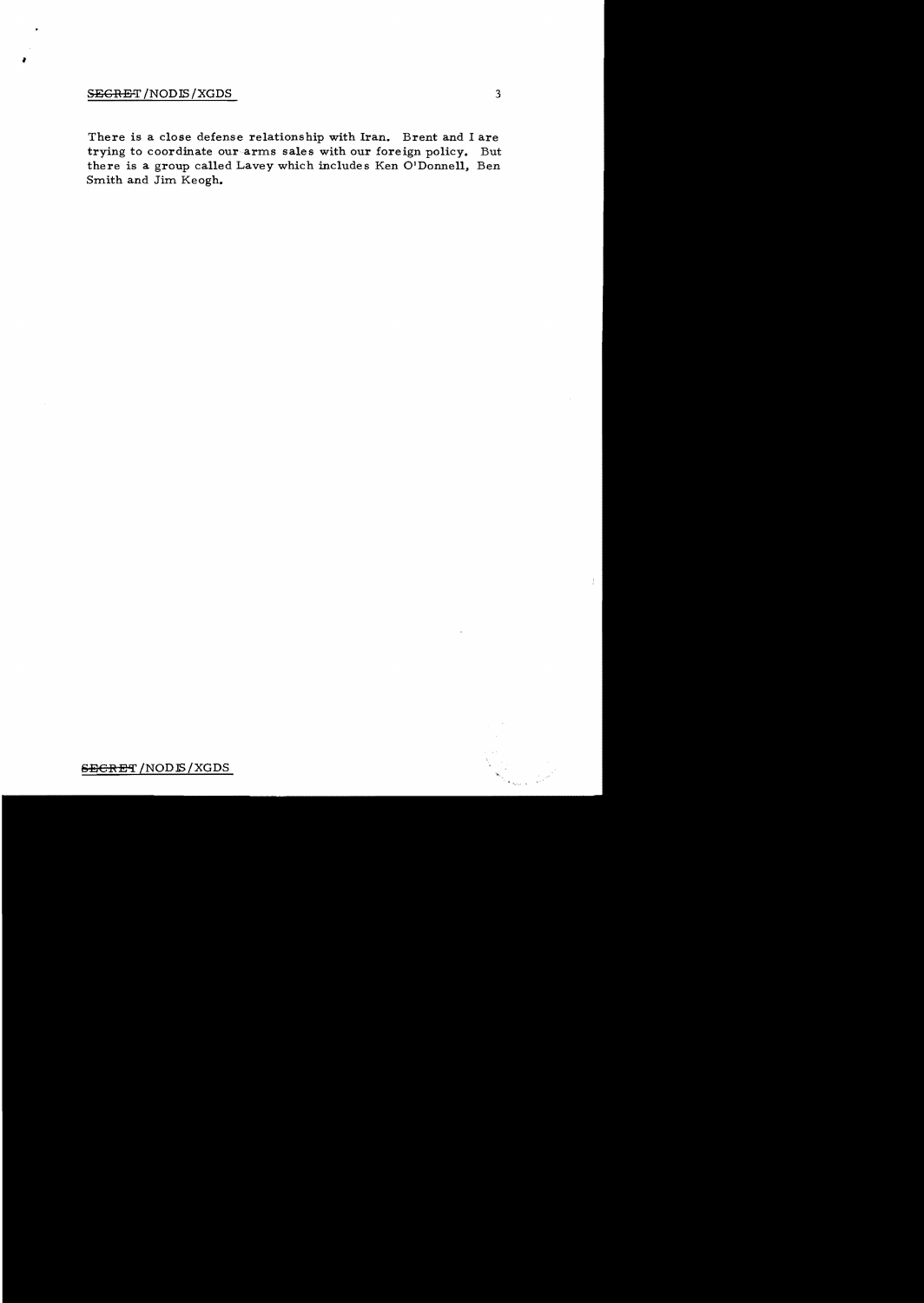There is a close defense relationship with Iran. Brent and I are trying to coordinate our arms sales with our foreign policy. But there is a group called Lavey which includes Ken O'Donnell, Ben Smith and Jim Keogh.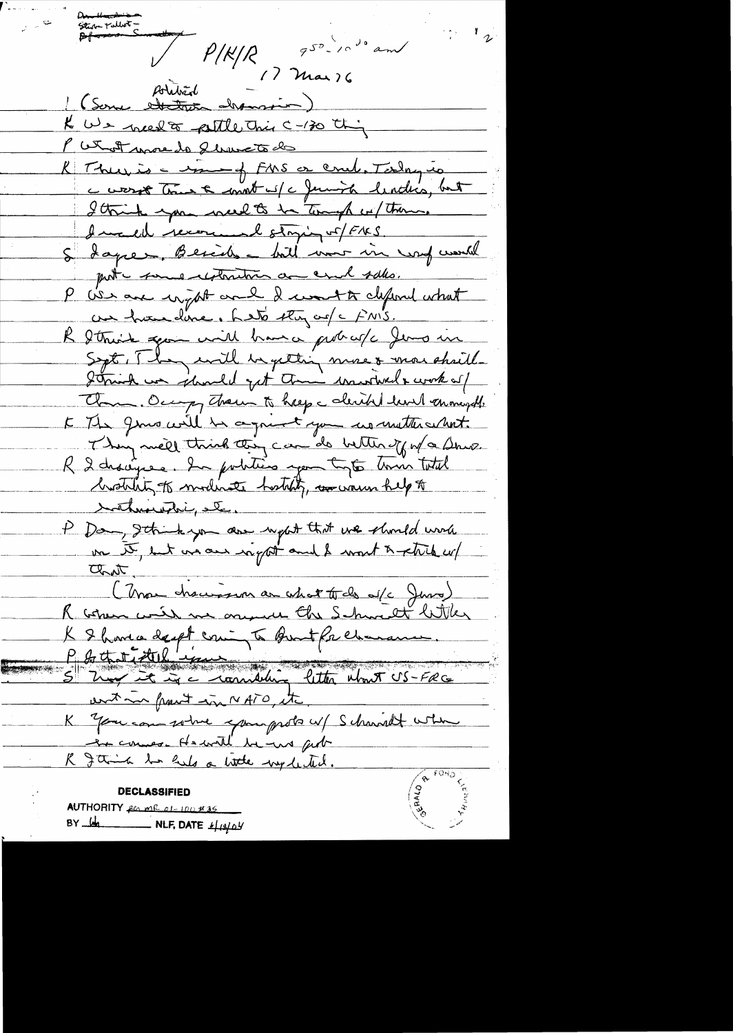Don Rumsfeld
Scowcroft –
Brent Scowcroft

P/K/R 9:50 – 10:00 am

17 Mar 76

Political
1 (Some ~~election~~ discussion)

K We need to settle this C-130 thing

P What more do I have to do

K There is a issue of FMS or credit. Today is a worst time to meet w/ Jewish leaders, but I think you need to be tough w/ them. I would recommend staying w/ FMS.

S I agree. Besides a bill now in conf would put some restrictions on cash sales.

P We are right and I want to defend what we have done. Let's stay w/ FMS.

R I think you will have a prob w/ Jews in Sept. They will be getting more & more shrill. I think we should get them involved & work w/ them. Occupy them to keep a decibel level manageable.

K The Jews will be against you no matter what. They will think they can do better w/ a Dem.

R I disagree. In politics you try to turn total hostility to moderate hostility, ~~to~~ warm help to enthusiasm, etc.

P Don, I think you are right that we should work on it, but we are right and I want to stick w/ that.

(More discussion on what to do w/ Jews)

R When will we answer the Schmidt letter

K I have a draft coming to Brent for clearance.

P Is that still issue

S Now it is a rambling letter about US-FRG unity in front in NATO, etc.

K You can solve your prob w/ Schmidt when he comes. He will be no prob

R I think he feels a little neglected.

DECLASSIFIED
AUTHORITY per MR 01-100 #35
BY [initials] NLF, DATE 4/13/04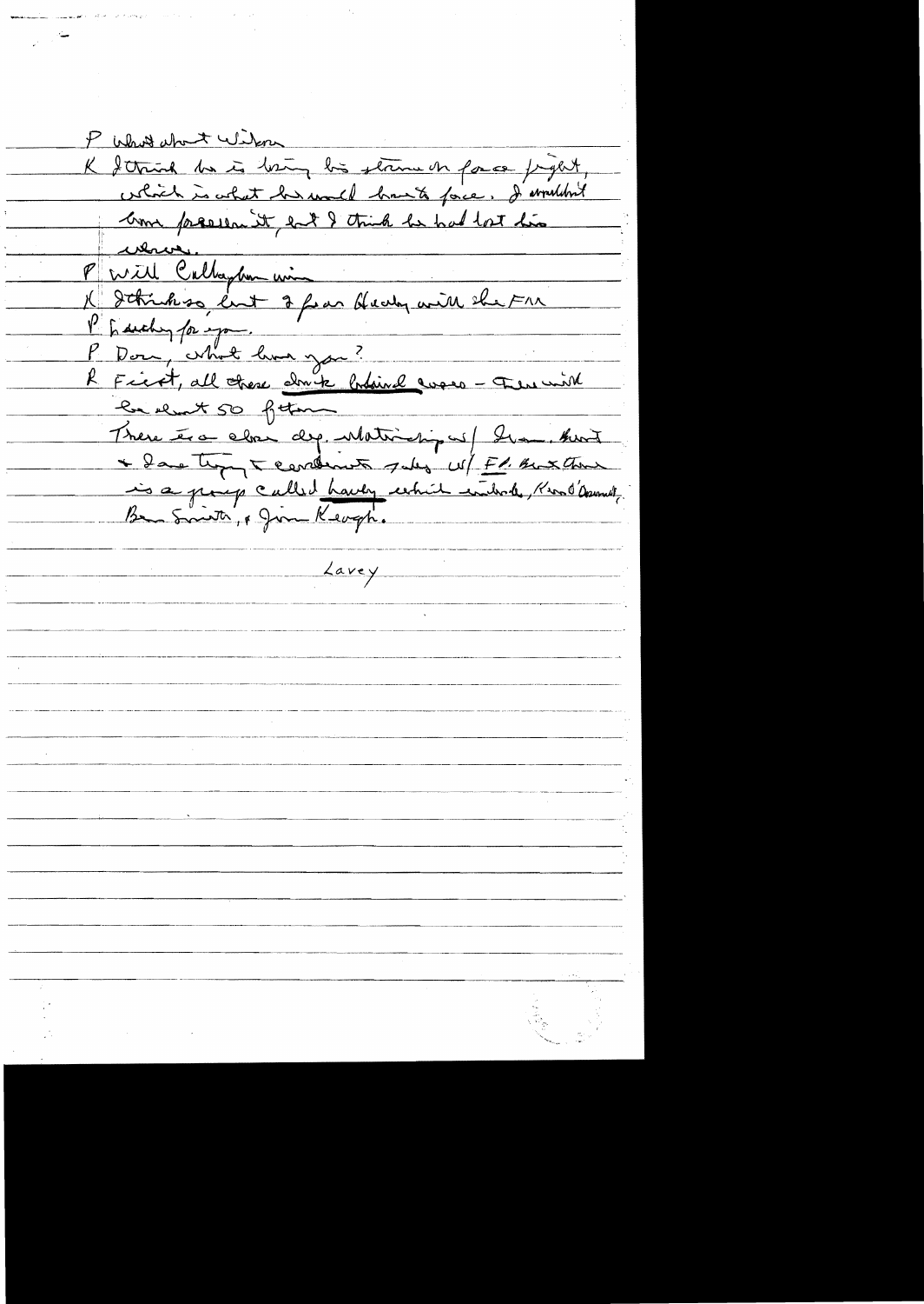P What about Wilson

K I think he is losing his stomach for a fight, which is what he would have to face. I wouldn't have forecast it, but I think he had lost his nerve.

P Will Callaghan win

K I think so, but I fear Healey will be FM

P Lucky for you.

P Don, what have you?

R First, all these domestic Indian issues – there will be about 50 of them

There is a close dep. relationship w/ Ireland, Kent & Dave trying to coordinate today w/ FA. But there is a group called Lavey which includes, Kevin O'Donnell, Ben Smith, & Jim Keogh.

Lavey